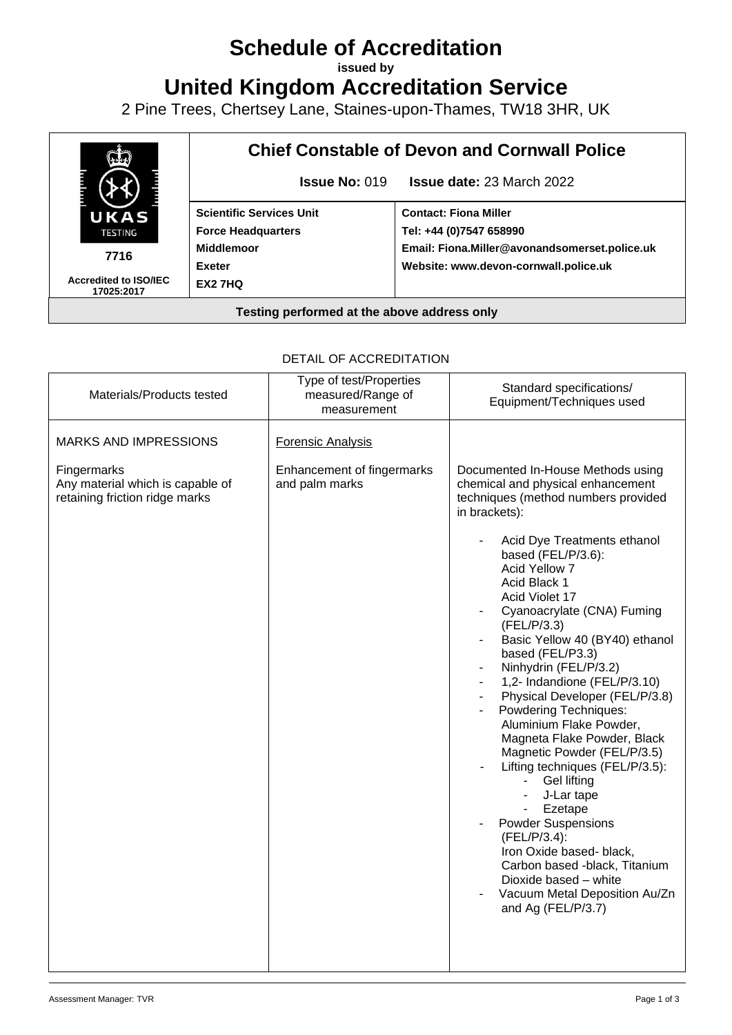# Schedule of Accreditation

**issued by**

# United Kingdom Accreditation Service

2 Pine Trees, Chertsey Lane, Staines-upon-Thames, TW18 3HR, UK

| UKAS TESTING 7716 Accredited to ISO/IEC 17025:2017 | **Chief Constable of Devon and Cornwall Police** **Issue No:** 019 **Issue date:** 23 March 2022 | |
|---|---|---|
| | **Scientific Services Unit** **Force Headquarters** **Middlemoor** **Exeter** **EX2 7HQ** | **Contact: Fiona Miller** **Tel: +44 (0)7547 658990** **Email: Fiona.Miller@avonandsomerset.police.uk** **Website: www.devon-cornwall.police.uk** |
| **Testing performed at the above address only** | | |

DETAIL OF ACCREDITATION

| Materials/Products tested | Type of test/Properties measured/Range of measurement | Standard specifications/ Equipment/Techniques used |
|---|---|---|
| MARKS AND IMPRESSIONS | Forensic Analysis | |
| Fingermarks<br>Any material which is capable of retaining friction ridge marks | Enhancement of fingermarks and palm marks | Documented In-House Methods using chemical and physical enhancement techniques (method numbers provided in brackets):<br>- Acid Dye Treatments ethanol based (FEL/P/3.6): Acid Yellow 7, Acid Black 1, Acid Violet 17<br>- Cyanoacrylate (CNA) Fuming (FEL/P/3.3)<br>- Basic Yellow 40 (BY40) ethanol based (FEL/P3.3)<br>- Ninhydrin (FEL/P/3.2)<br>- 1,2- Indandione (FEL/P/3.10)<br>- Physical Developer (FEL/P/3.8)<br>- Powdering Techniques: Aluminium Flake Powder, Magneta Flake Powder, Black Magnetic Powder (FEL/P/3.5)<br>- Lifting techniques (FEL/P/3.5): - Gel lifting - J-Lar tape - Ezetape<br>- Powder Suspensions (FEL/P/3.4): Iron Oxide based- black, Carbon based -black, Titanium Dioxide based – white<br>- Vacuum Metal Deposition Au/Zn and Ag (FEL/P/3.7) |

Assessment Manager: TVR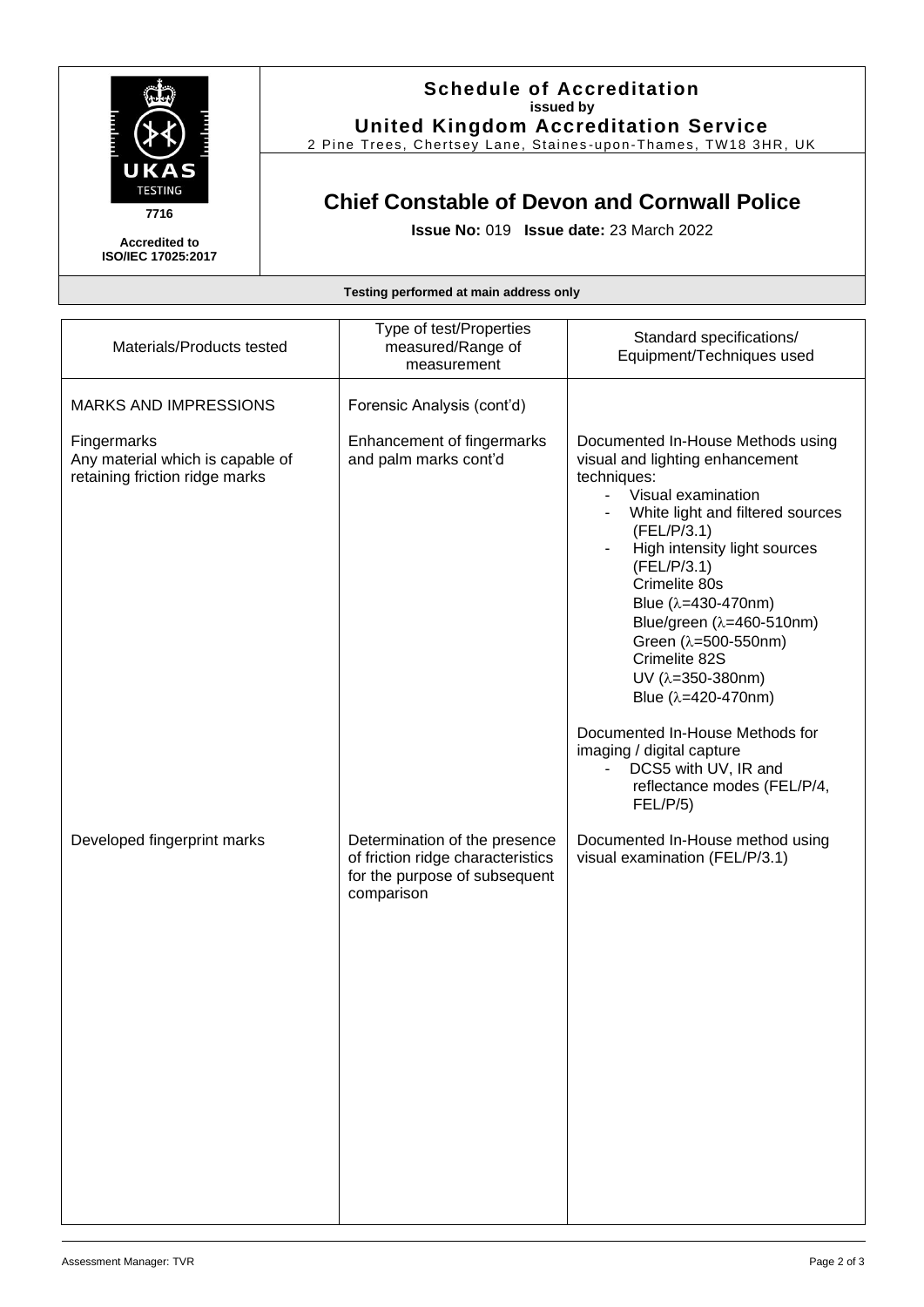**Schedule of Accreditation**
**issued by**
**United Kingdom Accreditation Service**
2 Pine Trees, Chertsey Lane, Staines-upon-Thames, TW18 3HR, UK

UKAS TESTING
7716

**Accredited to ISO/IEC 17025:2017**

## Chief Constable of Devon and Cornwall Police

**Issue No:** 019 **Issue date:** 23 March 2022

**Testing performed at main address only**

| Materials/Products tested | Type of test/Properties measured/Range of measurement | Standard specifications/ Equipment/Techniques used |
|---|---|---|
| MARKS AND IMPRESSIONS | Forensic Analysis (cont'd) | |
| Fingermarks<br>Any material which is capable of retaining friction ridge marks | Enhancement of fingermarks and palm marks cont'd | Documented In-House Methods using visual and lighting enhancement techniques:<br>- Visual examination<br>- White light and filtered sources (FEL/P/3.1)<br>- High intensity light sources (FEL/P/3.1)<br>Crimelite 80s<br>Blue ($\lambda$=430-470nm)<br>Blue/green ($\lambda$=460-510nm)<br>Green ($\lambda$=500-550nm)<br>Crimelite 82S<br>UV ($\lambda$=350-380nm)<br>Blue ($\lambda$=420-470nm)<br><br>Documented In-House Methods for imaging / digital capture<br>- DCS5 with UV, IR and reflectance modes (FEL/P/4, FEL/P/5) |
| Developed fingerprint marks | Determination of the presence of friction ridge characteristics for the purpose of subsequent comparison | Documented In-House method using visual examination (FEL/P/3.1) |

Assessment Manager: TVR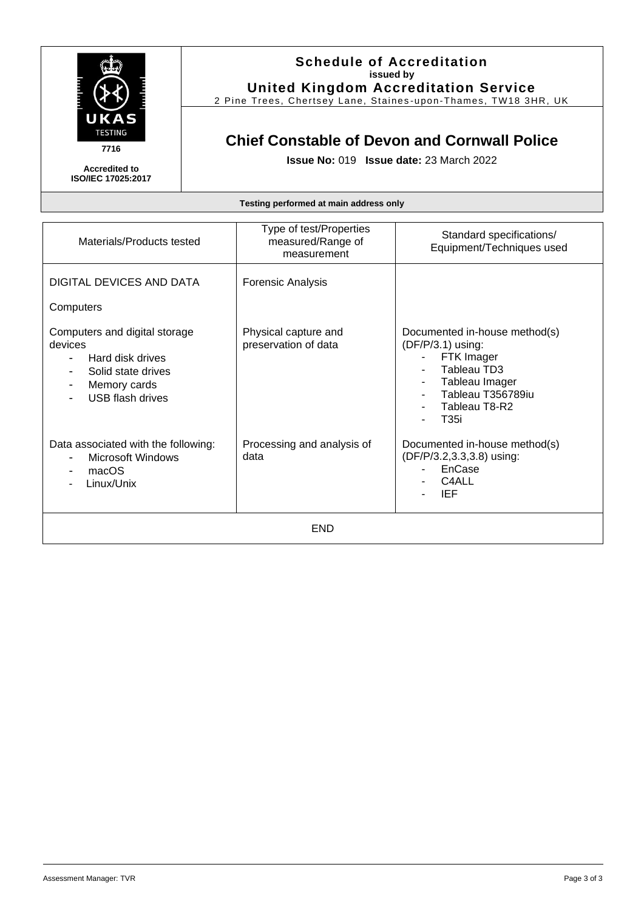**UKAS TESTING**

**7716**

**Accredited to ISO/IEC 17025:2017**

# Schedule of Accreditation

**issued by**

**United Kingdom Accreditation Service**

2 Pine Trees, Chertsey Lane, Staines-upon-Thames, TW18 3HR, UK

## Chief Constable of Devon and Cornwall Police

**Issue No:** 019 **Issue date:** 23 March 2022

**Testing performed at main address only**

| Materials/Products tested | Type of test/Properties measured/Range of measurement | Standard specifications/ Equipment/Techniques used |
|---|---|---|
| DIGITAL DEVICES AND DATA | Forensic Analysis | |
| Computers | | |
| Computers and digital storage devices<br>- Hard disk drives<br>- Solid state drives<br>- Memory cards<br>- USB flash drives | Physical capture and preservation of data | Documented in-house method(s) (DF/P/3.1) using:<br>- FTK Imager<br>- Tableau TD3<br>- Tableau Imager<br>- Tableau T356789iu<br>- Tableau T8-R2<br>- T35i |
| Data associated with the following:<br>- Microsoft Windows<br>- macOS<br>- Linux/Unix | Processing and analysis of data | Documented in-house method(s) (DF/P/3.2,3.3,3.8) using:<br>- EnCase<br>- C4ALL<br>- IEF |

END

Assessment Manager: TVR